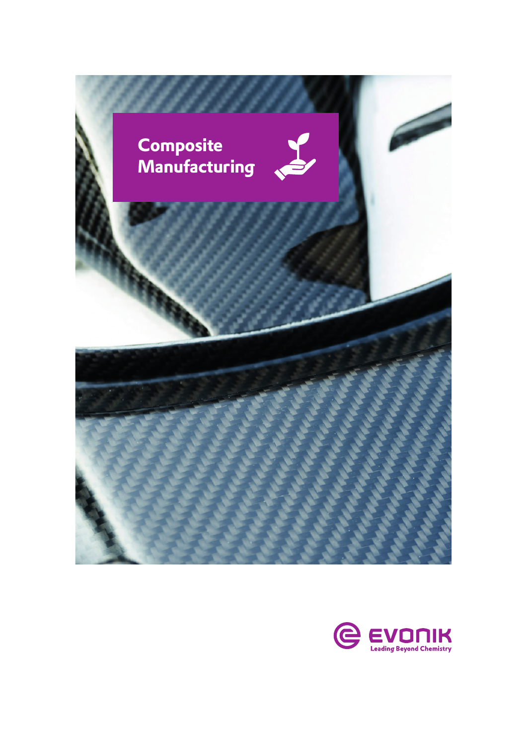# Composite Manufacturing

EVONIK

Leading Beyond Chemistry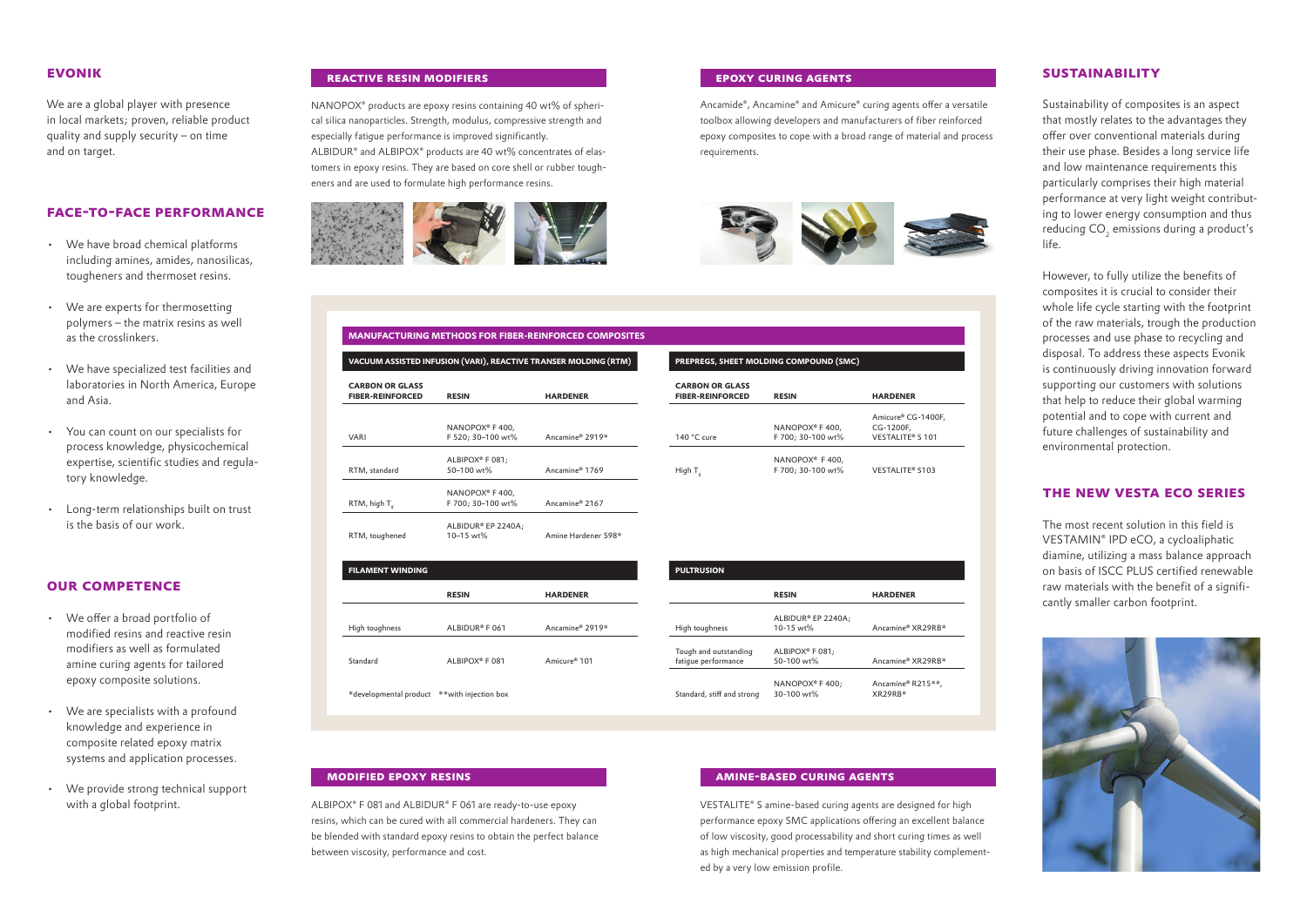## EVONIK

We are a global player with presence in local markets; proven, reliable product quality and supply security – on time and on target.

## FACE-TO-FACE PERFORMANCE

- We have broad chemical platforms including amines, amides, nanosilicas, tougheners and thermoset resins.
- We are experts for thermosetting polymers – the matrix resins as well as the crosslinkers.
- We have specialized test facilities and laboratories in North America, Europe and Asia.
- You can count on our specialists for process knowledge, physicochemical expertise, scientific studies and regulatory knowledge.
- Long-term relationships built on trust is the basis of our work.

## OUR COMPETENCE

- We offer a broad portfolio of modified resins and reactive resin modifiers as well as formulated amine curing agents for tailored epoxy composite solutions.
- We are specialists with a profound knowledge and experience in composite related epoxy matrix systems and application processes.
- We provide strong technical support with a global footprint.

## REACTIVE RESIN MODIFIERS

NANOPOX® products are epoxy resins containing 40 wt% of spherical silica nanoparticles. Strength, modulus, compressive strength and especially fatigue performance is improved significantly.
ALBIDUR® and ALBIPOX® products are 40 wt% concentrates of elastomers in epoxy resins. They are based on core shell or rubber tougheners and are used to formulate high performance resins.

## EPOXY CURING AGENTS

Ancamide®, Ancamine® and Amicure® curing agents offer a versatile toolbox allowing developers and manufacturers of fiber reinforced epoxy composites to cope with a broad range of material and process requirements.

## MANUFACTURING METHODS FOR FIBER-REINFORCED COMPOSITES

### VACUUM ASSISTED INFUSION (VARI), REACTIVE TRANSER MOLDING (RTM)

| CARBON OR GLASS FIBER-REINFORCED | RESIN | HARDENER |
|---|---|---|
| VARI | NANOPOX® F 400, F 520; 30–100 wt% | Ancamine® 2919* |
| RTM, standard | ALBIPOX® F 081; 50–100 wt% | Ancamine® 1769 |
| RTM, high $T_g$ | NANOPOX® F 400, F 700; 30–100 wt% | Ancamine® 2167 |
| RTM, toughened | ALBIDUR® EP 2240A; 10–15 wt% | Amine Hardener 598* |

### PREPREGS, SHEET MOLDING COMPOUND (SMC)

| CARBON OR GLASS FIBER-REINFORCED | RESIN | HARDENER |
|---|---|---|
| 140 °C cure | NANOPOX® F 400, F 700; 30-100 wt% | Amicure® CG-1400F, CG-1200F, VESTALITE® S 101 |
| High $T_g$ | NANOPOX® F 400, F 700; 30-100 wt% | VESTALITE® S103 |

### FILAMENT WINDING

| | RESIN | HARDENER |
|---|---|---|
| High toughness | ALBIDUR® F 061 | Ancamine® 2919* |
| Standard | ALBIPOX® F 081 | Amicure® 101 |

*developmental product **with injection box

### PULTRUSION

| | RESIN | HARDENER |
|---|---|---|
| High toughness | ALBIDUR® EP 2240A; 10-15 wt% | Ancamine® XR29RB* |
| Tough and outstanding fatigue performance | ALBIPOX® F 081; 50-100 wt% | Ancamine® XR29RB* |
| Standard, stiff and strong | NANOPOX® F 400; 30-100 wt% | Ancamine® R215**, XR29RB* |

## MODIFIED EPOXY RESINS

ALBIPOX® F 081 and ALBIDUR® F 061 are ready-to-use epoxy resins, which can be cured with all commercial hardeners. They can be blended with standard epoxy resins to obtain the perfect balance between viscosity, performance and cost.

## AMINE-BASED CURING AGENTS

VESTALITE® S amine-based curing agents are designed for high performance epoxy SMC applications offering an excellent balance of low viscosity, good processability and short curing times as well as high mechanical properties and temperature stability complemented by a very low emission profile.

## SUSTAINABILITY

Sustainability of composites is an aspect that mostly relates to the advantages they offer over conventional materials during their use phase. Besides a long service life and low maintenance requirements this particularly comprises their high material performance at very light weight contributing to lower energy consumption and thus reducing $CO_2$ emissions during a product's life.

However, to fully utilize the benefits of composites it is crucial to consider their whole life cycle starting with the footprint of the raw materials, trough the production processes and use phase to recycling and disposal. To address these aspects Evonik is continuously driving innovation forward supporting our customers with solutions that help to reduce their global warming potential and to cope with current and future challenges of sustainability and environmental protection.

## THE NEW VESTA ECO SERIES

The most recent solution in this field is VESTAMIN® IPD eCO, a cycloaliphatic diamine, utilizing a mass balance approach on basis of ISCC PLUS certified renewable raw materials with the benefit of a significantly smaller carbon footprint.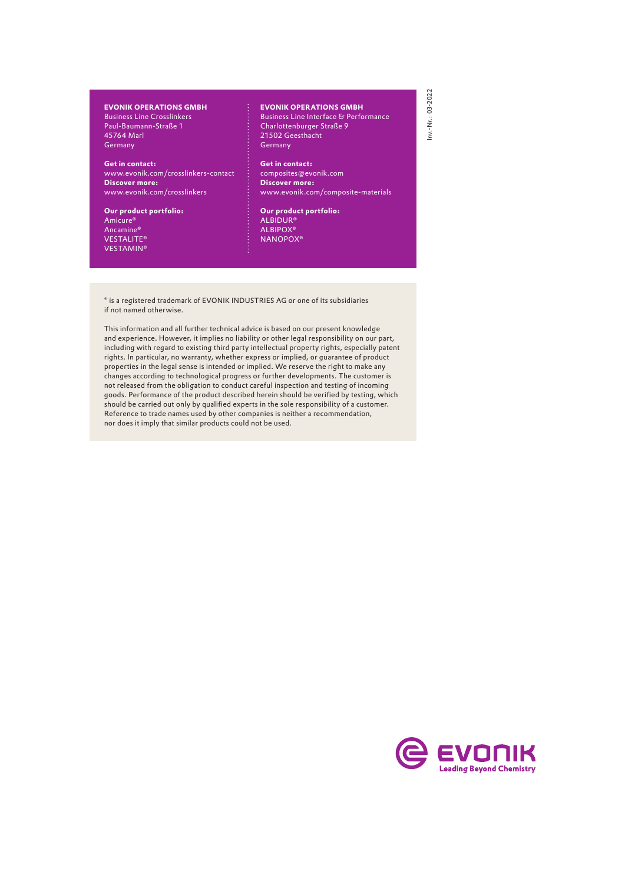**EVONIK OPERATIONS GMBH**
Business Line Crosslinkers
Paul-Baumann-Straße 1
45764 Marl
Germany

**Get in contact:**
www.evonik.com/crosslinkers-contact
**Discover more:**
www.evonik.com/crosslinkers

**Our product portfolio:**
Amicure®
Ancamine®
VESTALITE®
VESTAMIN®

**EVONIK OPERATIONS GMBH**
Business Line Interface & Performance
Charlottenburger Straße 9
21502 Geesthacht
Germany

**Get in contact:**
composites@evonik.com
**Discover more:**
www.evonik.com/composite-materials

**Our product portfolio:**
ALBIDUR®
ALBIPOX®
NANOPOX®

Inv.-Nr.: 03-2022

® is a registered trademark of EVONIK INDUSTRIES AG or one of its subsidiaries if not named otherwise.

This information and all further technical advice is based on our present knowledge and experience. However, it implies no liability or other legal responsibility on our part, including with regard to existing third party intellectual property rights, especially patent rights. In particular, no warranty, whether express or implied, or guarantee of product properties in the legal sense is intended or implied. We reserve the right to make any changes according to technological progress or further developments. The customer is not released from the obligation to conduct careful inspection and testing of incoming goods. Performance of the product described herein should be verified by testing, which should be carried out only by qualified experts in the sole responsibility of a customer. Reference to trade names used by other companies is neither a recommendation, nor does it imply that similar products could not be used.

EVONIK
Leading Beyond Chemistry